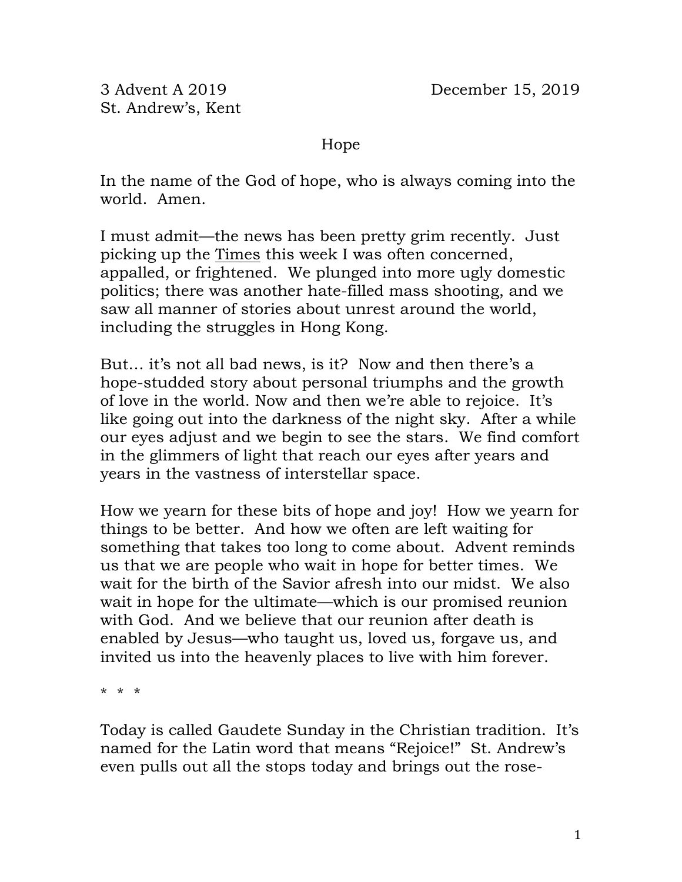3 Advent A 2019 December 15, 2019
St. Andrew's, Kent

# Hope

In the name of the God of hope, who is always coming into the world. Amen.

I must admit—the news has been pretty grim recently. Just picking up the Times this week I was often concerned, appalled, or frightened. We plunged into more ugly domestic politics; there was another hate-filled mass shooting, and we saw all manner of stories about unrest around the world, including the struggles in Hong Kong.

But… it's not all bad news, is it? Now and then there's a hope-studded story about personal triumphs and the growth of love in the world. Now and then we're able to rejoice. It's like going out into the darkness of the night sky. After a while our eyes adjust and we begin to see the stars. We find comfort in the glimmers of light that reach our eyes after years and years in the vastness of interstellar space.

How we yearn for these bits of hope and joy! How we yearn for things to be better. And how we often are left waiting for something that takes too long to come about. Advent reminds us that we are people who wait in hope for better times. We wait for the birth of the Savior afresh into our midst. We also wait in hope for the ultimate—which is our promised reunion with God. And we believe that our reunion after death is enabled by Jesus—who taught us, loved us, forgave us, and invited us into the heavenly places to live with him forever.

\* \* \*

Today is called Gaudete Sunday in the Christian tradition. It's named for the Latin word that means "Rejoice!" St. Andrew's even pulls out all the stops today and brings out the rose-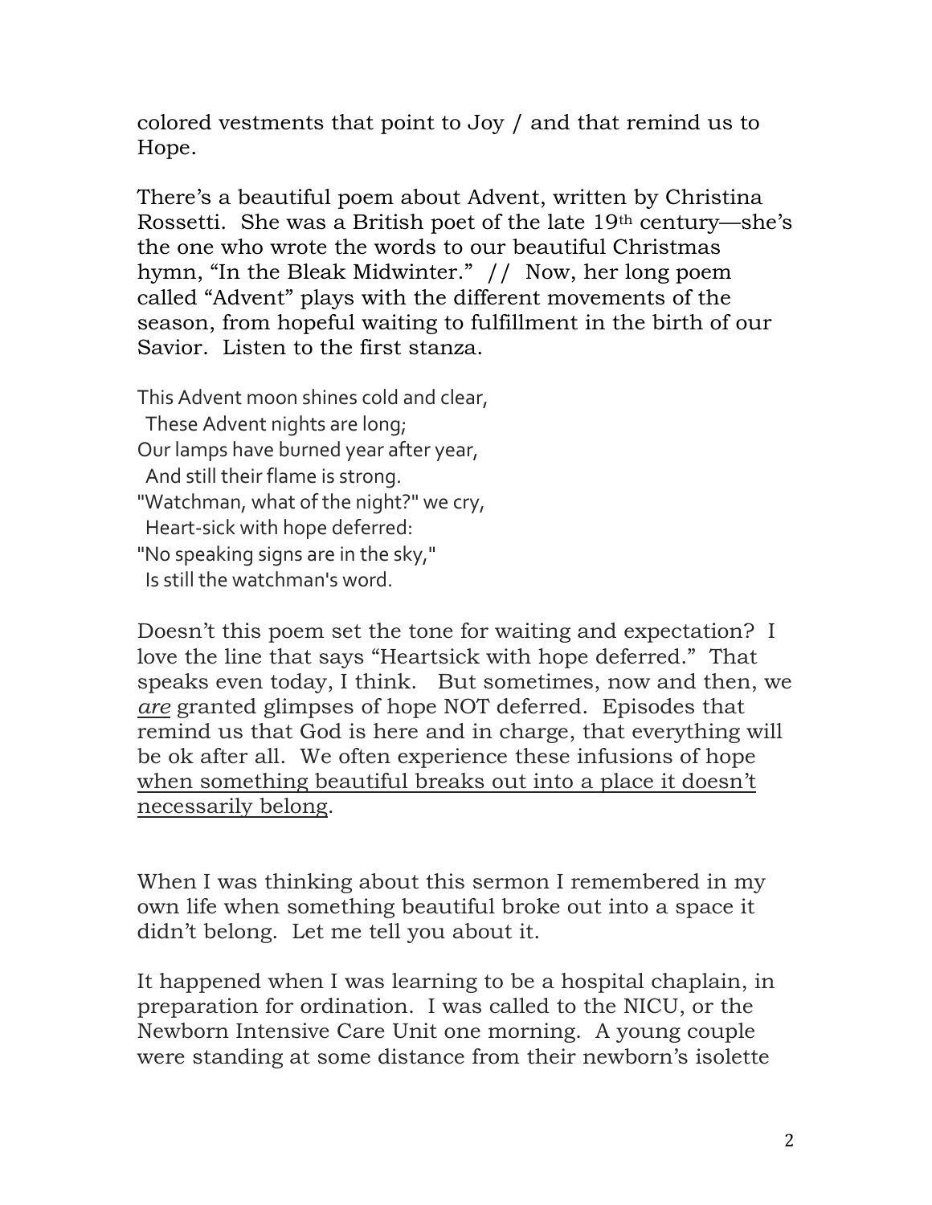colored vestments that point to Joy / and that remind us to Hope.

There's a beautiful poem about Advent, written by Christina Rossetti. She was a British poet of the late 19th century—she's the one who wrote the words to our beautiful Christmas hymn, "In the Bleak Midwinter." // Now, her long poem called "Advent" plays with the different movements of the season, from hopeful waiting to fulfillment in the birth of our Savior. Listen to the first stanza.

This Advent moon shines cold and clear,  
  These Advent nights are long;  
Our lamps have burned year after year,  
  And still their flame is strong.  
"Watchman, what of the night?" we cry,  
  Heart-sick with hope deferred:  
"No speaking signs are in the sky,"  
  Is still the watchman's word.

Doesn't this poem set the tone for waiting and expectation? I love the line that says "Heartsick with hope deferred." That speaks even today, I think. But sometimes, now and then, we *are* granted glimpses of hope NOT deferred. Episodes that remind us that God is here and in charge, that everything will be ok after all. We often experience these infusions of hope <u>when something beautiful breaks out into a place it doesn't necessarily belong</u>.

When I was thinking about this sermon I remembered in my own life when something beautiful broke out into a space it didn't belong. Let me tell you about it.

It happened when I was learning to be a hospital chaplain, in preparation for ordination. I was called to the NICU, or the Newborn Intensive Care Unit one morning. A young couple were standing at some distance from their newborn's isolette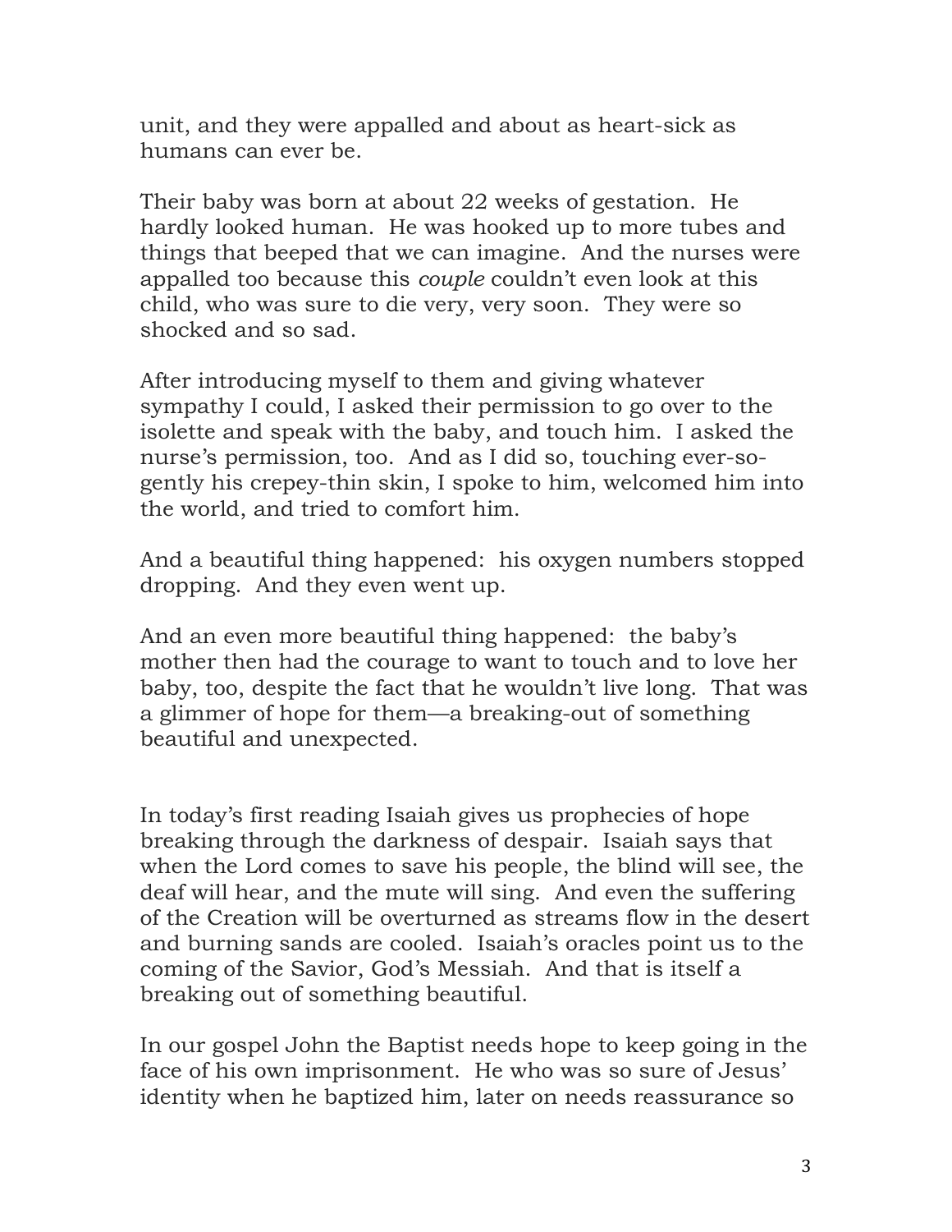unit, and they were appalled and about as heart-sick as humans can ever be.

Their baby was born at about 22 weeks of gestation. He hardly looked human. He was hooked up to more tubes and things that beeped that we can imagine. And the nurses were appalled too because this *couple* couldn't even look at this child, who was sure to die very, very soon. They were so shocked and so sad.

After introducing myself to them and giving whatever sympathy I could, I asked their permission to go over to the isolette and speak with the baby, and touch him. I asked the nurse's permission, too. And as I did so, touching ever-so-gently his crepey-thin skin, I spoke to him, welcomed him into the world, and tried to comfort him.

And a beautiful thing happened: his oxygen numbers stopped dropping. And they even went up.

And an even more beautiful thing happened: the baby's mother then had the courage to want to touch and to love her baby, too, despite the fact that he wouldn't live long. That was a glimmer of hope for them—a breaking-out of something beautiful and unexpected.

In today's first reading Isaiah gives us prophecies of hope breaking through the darkness of despair. Isaiah says that when the Lord comes to save his people, the blind will see, the deaf will hear, and the mute will sing. And even the suffering of the Creation will be overturned as streams flow in the desert and burning sands are cooled. Isaiah's oracles point us to the coming of the Savior, God's Messiah. And that is itself a breaking out of something beautiful.

In our gospel John the Baptist needs hope to keep going in the face of his own imprisonment. He who was so sure of Jesus' identity when he baptized him, later on needs reassurance so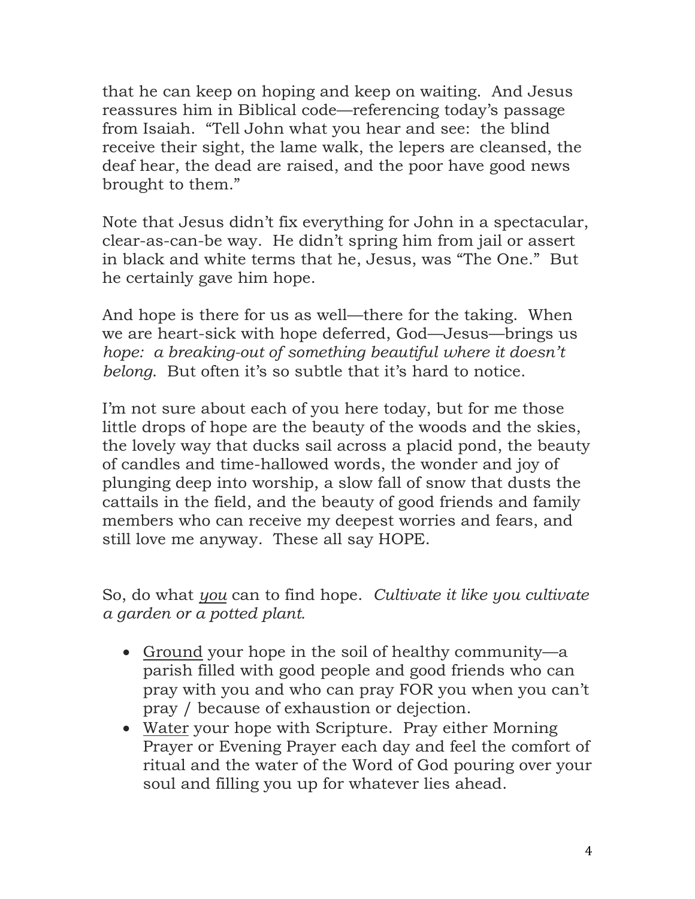that he can keep on hoping and keep on waiting. And Jesus reassures him in Biblical code—referencing today's passage from Isaiah. "Tell John what you hear and see: the blind receive their sight, the lame walk, the lepers are cleansed, the deaf hear, the dead are raised, and the poor have good news brought to them."

Note that Jesus didn't fix everything for John in a spectacular, clear-as-can-be way. He didn't spring him from jail or assert in black and white terms that he, Jesus, was "The One." But he certainly gave him hope.

And hope is there for us as well—there for the taking. When we are heart-sick with hope deferred, God—Jesus—brings us *hope: a breaking-out of something beautiful where it doesn't belong*. But often it's so subtle that it's hard to notice.

I'm not sure about each of you here today, but for me those little drops of hope are the beauty of the woods and the skies, the lovely way that ducks sail across a placid pond, the beauty of candles and time-hallowed words, the wonder and joy of plunging deep into worship, a slow fall of snow that dusts the cattails in the field, and the beauty of good friends and family members who can receive my deepest worries and fears, and still love me anyway. These all say HOPE.

So, do what <u>*you*</u> can to find hope. *Cultivate it like you cultivate a garden or a potted plant.*

- <u>Ground</u> your hope in the soil of healthy community—a parish filled with good people and good friends who can pray with you and who can pray FOR you when you can't pray / because of exhaustion or dejection.
- <u>Water</u> your hope with Scripture. Pray either Morning Prayer or Evening Prayer each day and feel the comfort of ritual and the water of the Word of God pouring over your soul and filling you up for whatever lies ahead.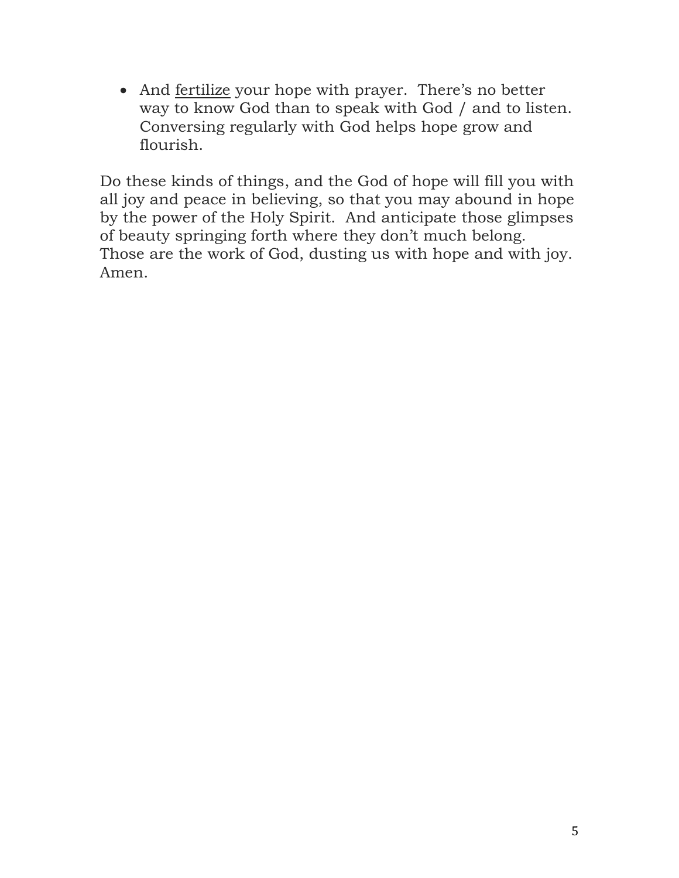- And <u>fertilize</u> your hope with prayer. There's no better way to know God than to speak with God / and to listen. Conversing regularly with God helps hope grow and flourish.

Do these kinds of things, and the God of hope will fill you with all joy and peace in believing, so that you may abound in hope by the power of the Holy Spirit. And anticipate those glimpses of beauty springing forth where they don't much belong. Those are the work of God, dusting us with hope and with joy. Amen.